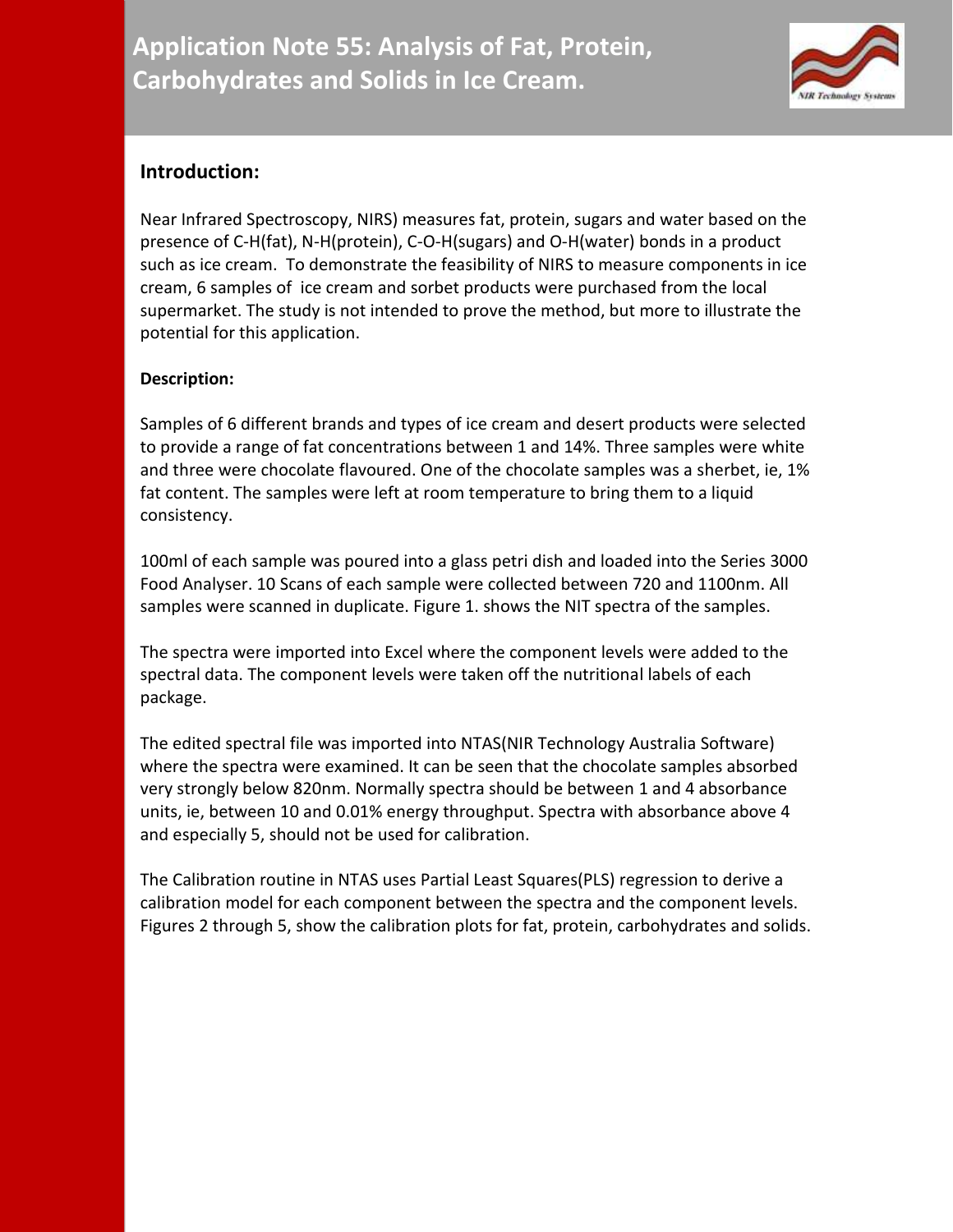# Application Note 55: Analysis of Fat, Protein, Carbohydrates and Solids in Ice Cream.

## Introduction:

Near Infrared Spectroscopy, NIRS) measures fat, protein, sugars and water based on the presence of C-H(fat), N-H(protein), C-O-H(sugars) and O-H(water) bonds in a product such as ice cream. To demonstrate the feasibility of NIRS to measure components in ice cream, 6 samples of ice cream and sorbet products were purchased from the local supermarket. The study is not intended to prove the method, but more to illustrate the potential for this application.

**Description:**

Samples of 6 different brands and types of ice cream and desert products were selected to provide a range of fat concentrations between 1 and 14%. Three samples were white and three were chocolate flavoured. One of the chocolate samples was a sherbet, ie, 1% fat content. The samples were left at room temperature to bring them to a liquid consistency.

100ml of each sample was poured into a glass petri dish and loaded into the Series 3000 Food Analyser. 10 Scans of each sample were collected between 720 and 1100nm. All samples were scanned in duplicate. Figure 1. shows the NIT spectra of the samples.

The spectra were imported into Excel where the component levels were added to the spectral data. The component levels were taken off the nutritional labels of each package.

The edited spectral file was imported into NTAS(NIR Technology Australia Software) where the spectra were examined. It can be seen that the chocolate samples absorbed very strongly below 820nm. Normally spectra should be between 1 and 4 absorbance units, ie, between 10 and 0.01% energy throughput. Spectra with absorbance above 4 and especially 5, should not be used for calibration.

The Calibration routine in NTAS uses Partial Least Squares(PLS) regression to derive a calibration model for each component between the spectra and the component levels. Figures 2 through 5, show the calibration plots for fat, protein, carbohydrates and solids.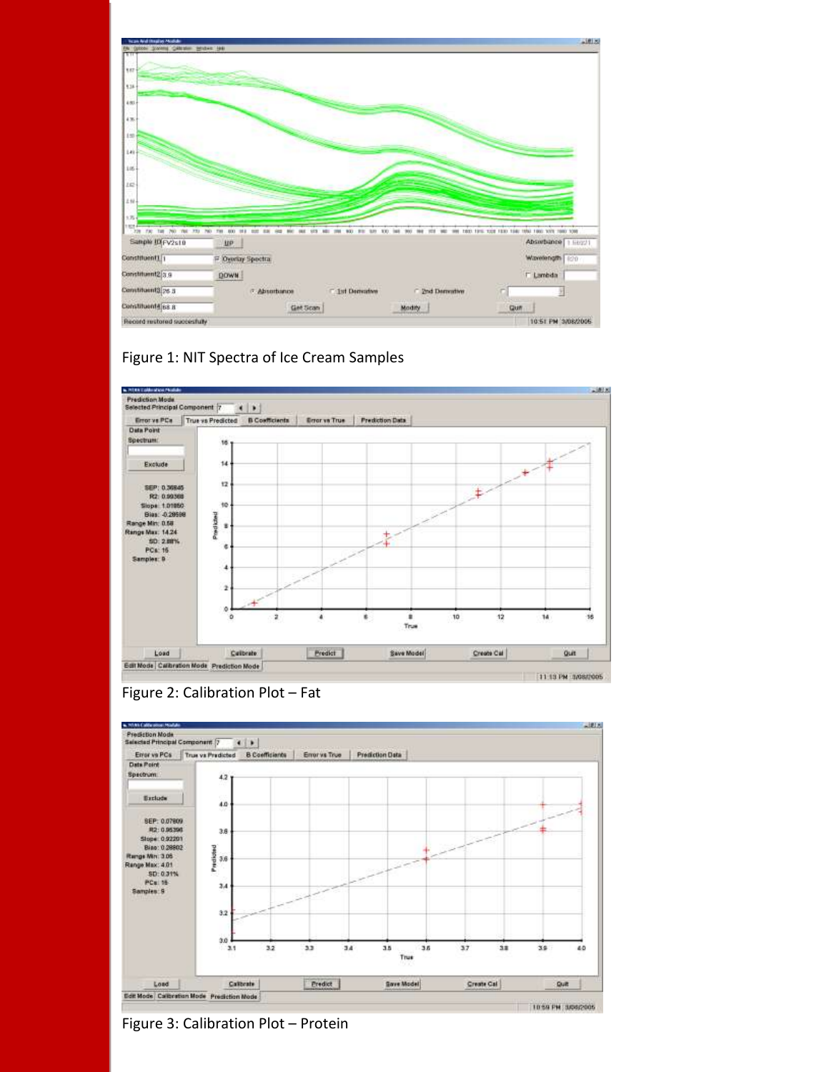Figure 1: NIT Spectra of Ice Cream Samples

Figure 2: Calibration Plot – Fat

Figure 3: Calibration Plot – Protein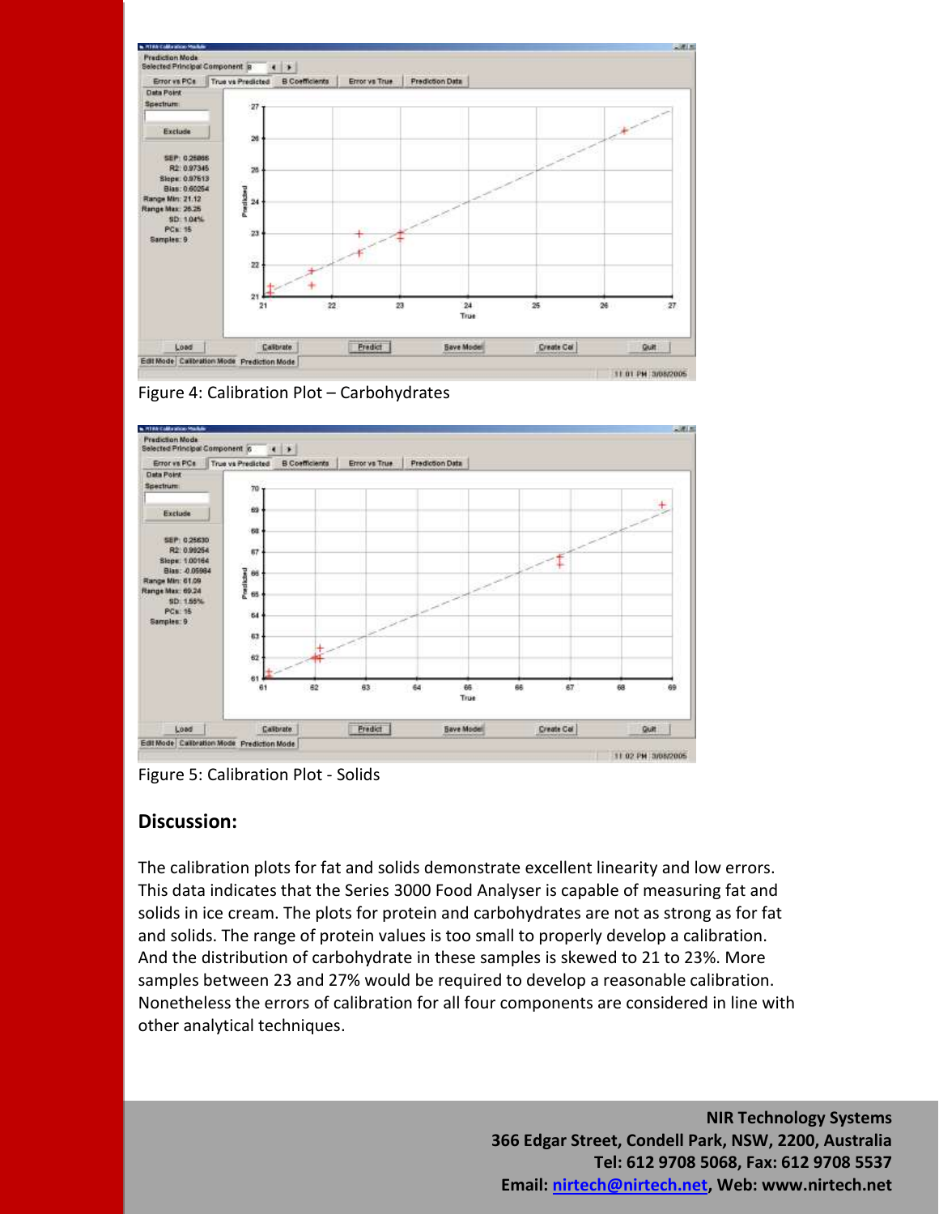Prediction Mode
Selected Principal Component 8
Error vs PCs | True vs Predicted | B Coefficients | Error vs True | Prediction Data
Data Point
Spectrum:
Exclude
SEP: 0.25866
R2: 0.97345
Slope: 0.97513
Bias: 0.60254
Range Min: 21.12
Range Max: 26.25
SD: 1.04%
PCs: 15
Samples: 9
Predicted
True
21 22 23 24 25 26 27
Load | Calibrate | Predict | Save Model | Create Cal | Quit
Edit Mode | Calibration Mode | Prediction Mode
11:01 PM 3/08/2005

Figure 4: Calibration Plot – Carbohydrates

Prediction Mode
Selected Principal Component 6
Error vs PCs | True vs Predicted | B Coefficients | Error vs True | Prediction Data
Data Point
Spectrum:
Exclude
SEP: 0.25630
R2: 0.99254
Slope: 1.00164
Bias: -0.05984
Range Min: 61.09
Range Max: 69.24
SD: 1.55%
PCs: 15
Samples: 9
Predicted
True
61 62 63 64 65 66 67 68 69 70
Load | Calibrate | Predict | Save Model | Create Cal | Quit
Edit Mode | Calibration Mode | Prediction Mode
11:02 PM 3/08/2005

Figure 5: Calibration Plot - Solids

## Discussion:

The calibration plots for fat and solids demonstrate excellent linearity and low errors. This data indicates that the Series 3000 Food Analyser is capable of measuring fat and solids in ice cream. The plots for protein and carbohydrates are not as strong as for fat and solids. The range of protein values is too small to properly develop a calibration. And the distribution of carbohydrate in these samples is skewed to 21 to 23%. More samples between 23 and 27% would be required to develop a reasonable calibration. Nonetheless the errors of calibration for all four components are considered in line with other analytical techniques.